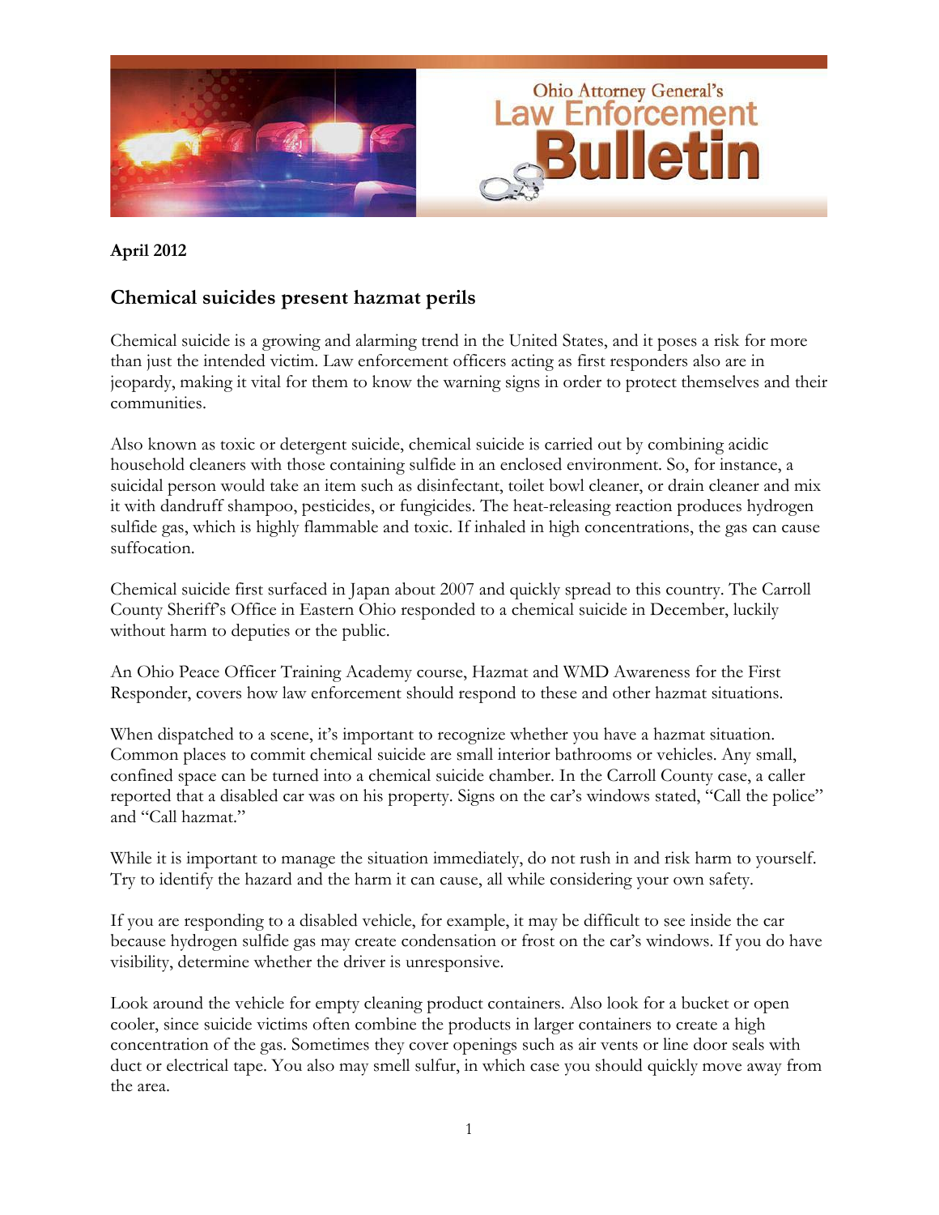Ohio Attorney General's Law Enforcement Bulletin

**April 2012**

## Chemical suicides present hazmat perils

Chemical suicide is a growing and alarming trend in the United States, and it poses a risk for more than just the intended victim. Law enforcement officers acting as first responders also are in jeopardy, making it vital for them to know the warning signs in order to protect themselves and their communities.

Also known as toxic or detergent suicide, chemical suicide is carried out by combining acidic household cleaners with those containing sulfide in an enclosed environment. So, for instance, a suicidal person would take an item such as disinfectant, toilet bowl cleaner, or drain cleaner and mix it with dandruff shampoo, pesticides, or fungicides. The heat-releasing reaction produces hydrogen sulfide gas, which is highly flammable and toxic. If inhaled in high concentrations, the gas can cause suffocation.

Chemical suicide first surfaced in Japan about 2007 and quickly spread to this country. The Carroll County Sheriff's Office in Eastern Ohio responded to a chemical suicide in December, luckily without harm to deputies or the public.

An Ohio Peace Officer Training Academy course, Hazmat and WMD Awareness for the First Responder, covers how law enforcement should respond to these and other hazmat situations.

When dispatched to a scene, it's important to recognize whether you have a hazmat situation. Common places to commit chemical suicide are small interior bathrooms or vehicles. Any small, confined space can be turned into a chemical suicide chamber. In the Carroll County case, a caller reported that a disabled car was on his property. Signs on the car's windows stated, "Call the police" and "Call hazmat."

While it is important to manage the situation immediately, do not rush in and risk harm to yourself. Try to identify the hazard and the harm it can cause, all while considering your own safety.

If you are responding to a disabled vehicle, for example, it may be difficult to see inside the car because hydrogen sulfide gas may create condensation or frost on the car's windows. If you do have visibility, determine whether the driver is unresponsive.

Look around the vehicle for empty cleaning product containers. Also look for a bucket or open cooler, since suicide victims often combine the products in larger containers to create a high concentration of the gas. Sometimes they cover openings such as air vents or line door seals with duct or electrical tape. You also may smell sulfur, in which case you should quickly move away from the area.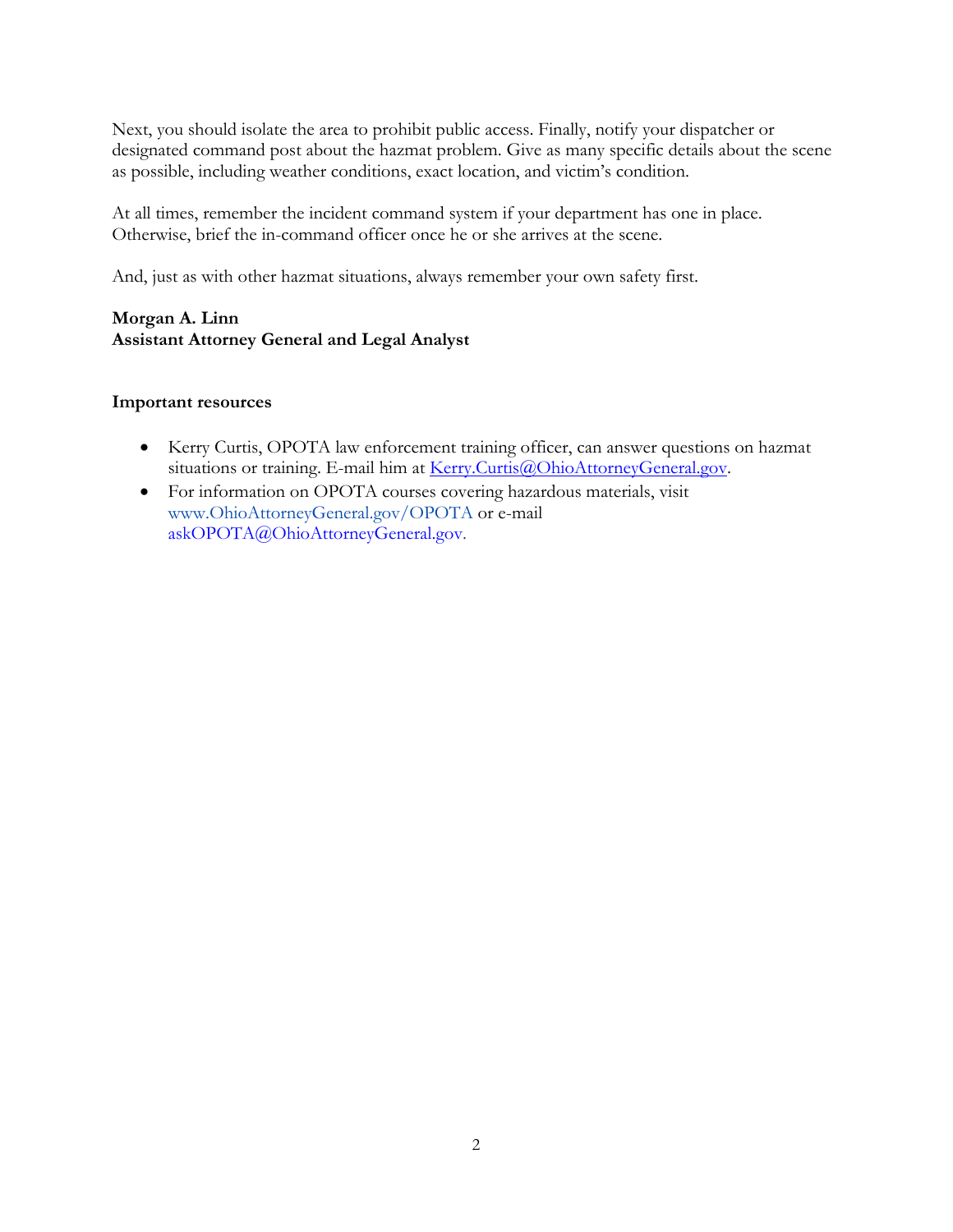Next, you should isolate the area to prohibit public access. Finally, notify your dispatcher or designated command post about the hazmat problem. Give as many specific details about the scene as possible, including weather conditions, exact location, and victim's condition.

At all times, remember the incident command system if your department has one in place. Otherwise, brief the in-command officer once he or she arrives at the scene.

And, just as with other hazmat situations, always remember your own safety first.

**Morgan A. Linn**
**Assistant Attorney General and Legal Analyst**

**Important resources**

- Kerry Curtis, OPOTA law enforcement training officer, can answer questions on hazmat situations or training. E-mail him at Kerry.Curtis@OhioAttorneyGeneral.gov.
- For information on OPOTA courses covering hazardous materials, visit www.OhioAttorneyGeneral.gov/OPOTA or e-mail askOPOTA@OhioAttorneyGeneral.gov.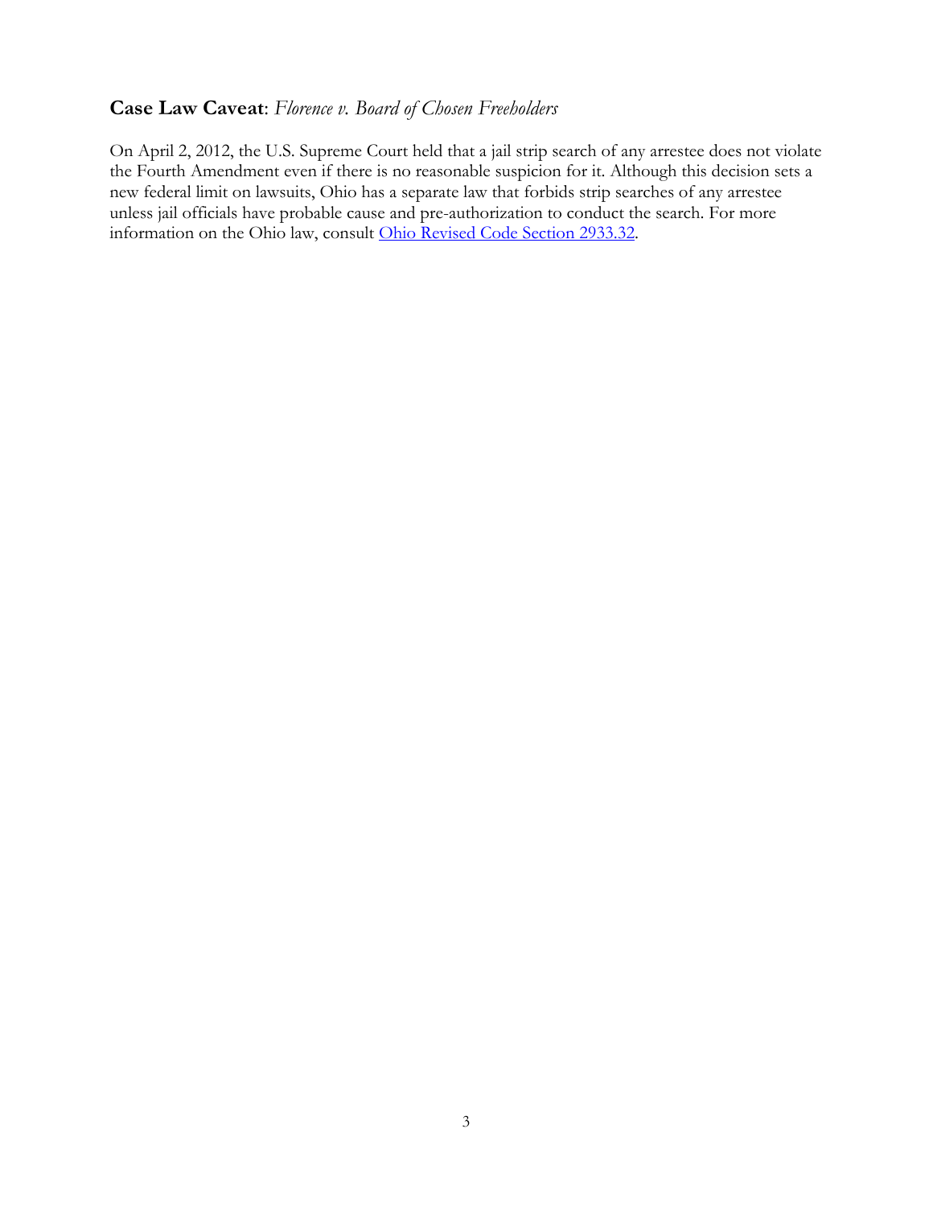**Case Law Caveat**: *Florence v. Board of Chosen Freeholders*

On April 2, 2012, the U.S. Supreme Court held that a jail strip search of any arrestee does not violate the Fourth Amendment even if there is no reasonable suspicion for it. Although this decision sets a new federal limit on lawsuits, Ohio has a separate law that forbids strip searches of any arrestee unless jail officials have probable cause and pre-authorization to conduct the search. For more information on the Ohio law, consult Ohio Revised Code Section 2933.32.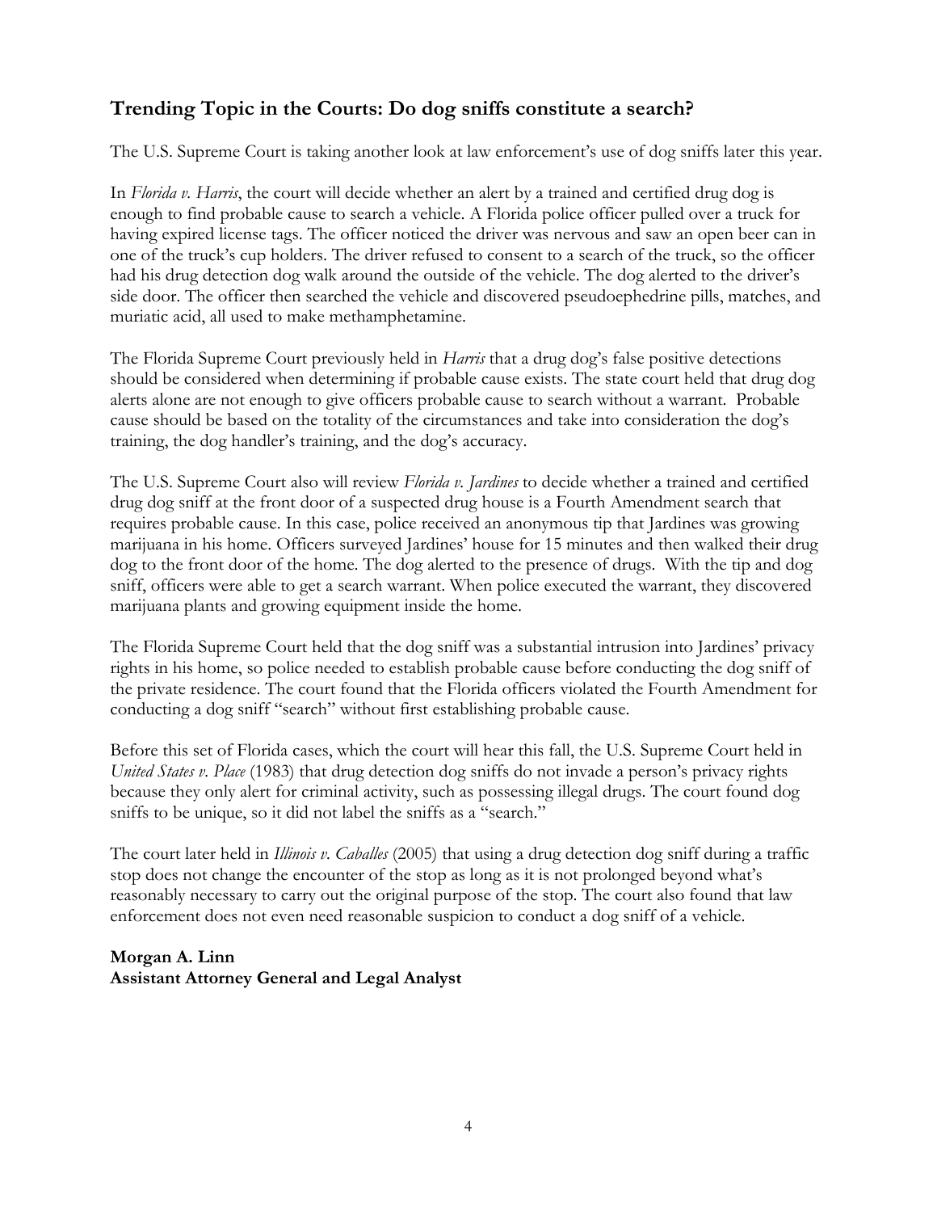## Trending Topic in the Courts: Do dog sniffs constitute a search?

The U.S. Supreme Court is taking another look at law enforcement's use of dog sniffs later this year.

In *Florida v. Harris*, the court will decide whether an alert by a trained and certified drug dog is enough to find probable cause to search a vehicle. A Florida police officer pulled over a truck for having expired license tags. The officer noticed the driver was nervous and saw an open beer can in one of the truck's cup holders. The driver refused to consent to a search of the truck, so the officer had his drug detection dog walk around the outside of the vehicle. The dog alerted to the driver's side door. The officer then searched the vehicle and discovered pseudoephedrine pills, matches, and muriatic acid, all used to make methamphetamine.

The Florida Supreme Court previously held in *Harris* that a drug dog's false positive detections should be considered when determining if probable cause exists. The state court held that drug dog alerts alone are not enough to give officers probable cause to search without a warrant. Probable cause should be based on the totality of the circumstances and take into consideration the dog's training, the dog handler's training, and the dog's accuracy.

The U.S. Supreme Court also will review *Florida v. Jardines* to decide whether a trained and certified drug dog sniff at the front door of a suspected drug house is a Fourth Amendment search that requires probable cause. In this case, police received an anonymous tip that Jardines was growing marijuana in his home. Officers surveyed Jardines' house for 15 minutes and then walked their drug dog to the front door of the home. The dog alerted to the presence of drugs. With the tip and dog sniff, officers were able to get a search warrant. When police executed the warrant, they discovered marijuana plants and growing equipment inside the home.

The Florida Supreme Court held that the dog sniff was a substantial intrusion into Jardines' privacy rights in his home, so police needed to establish probable cause before conducting the dog sniff of the private residence. The court found that the Florida officers violated the Fourth Amendment for conducting a dog sniff "search" without first establishing probable cause.

Before this set of Florida cases, which the court will hear this fall, the U.S. Supreme Court held in *United States v. Place* (1983) that drug detection dog sniffs do not invade a person's privacy rights because they only alert for criminal activity, such as possessing illegal drugs. The court found dog sniffs to be unique, so it did not label the sniffs as a "search."

The court later held in *Illinois v. Caballes* (2005) that using a drug detection dog sniff during a traffic stop does not change the encounter of the stop as long as it is not prolonged beyond what's reasonably necessary to carry out the original purpose of the stop. The court also found that law enforcement does not even need reasonable suspicion to conduct a dog sniff of a vehicle.

**Morgan A. Linn**
**Assistant Attorney General and Legal Analyst**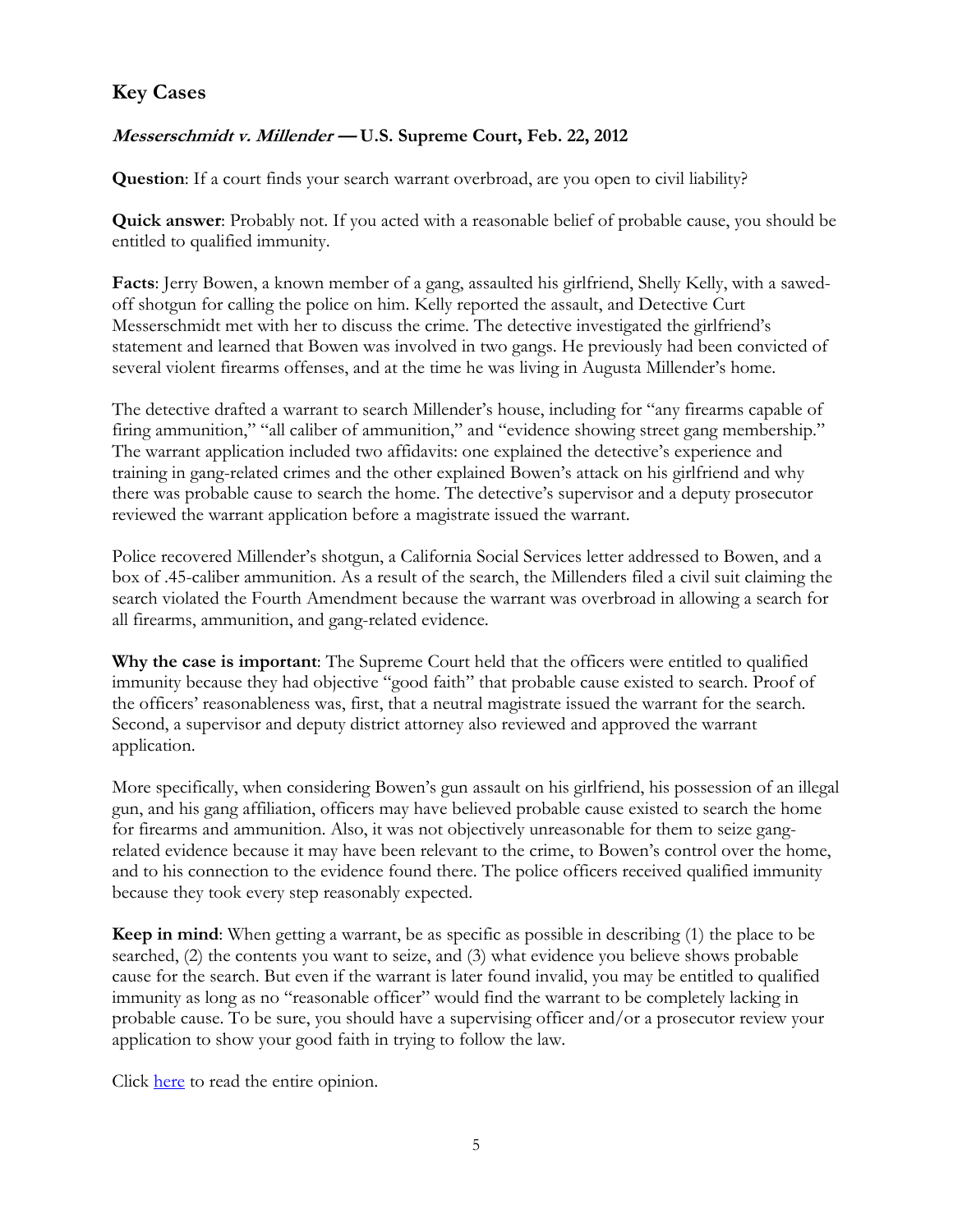## Key Cases

### *Messerschmidt v. Millender* — U.S. Supreme Court, Feb. 22, 2012

**Question**: If a court finds your search warrant overbroad, are you open to civil liability?

**Quick answer**: Probably not. If you acted with a reasonable belief of probable cause, you should be entitled to qualified immunity.

**Facts**: Jerry Bowen, a known member of a gang, assaulted his girlfriend, Shelly Kelly, with a sawed-off shotgun for calling the police on him. Kelly reported the assault, and Detective Curt Messerschmidt met with her to discuss the crime. The detective investigated the girlfriend's statement and learned that Bowen was involved in two gangs. He previously had been convicted of several violent firearms offenses, and at the time he was living in Augusta Millender's home.

The detective drafted a warrant to search Millender's house, including for "any firearms capable of firing ammunition," "all caliber of ammunition," and "evidence showing street gang membership." The warrant application included two affidavits: one explained the detective's experience and training in gang-related crimes and the other explained Bowen's attack on his girlfriend and why there was probable cause to search the home. The detective's supervisor and a deputy prosecutor reviewed the warrant application before a magistrate issued the warrant.

Police recovered Millender's shotgun, a California Social Services letter addressed to Bowen, and a box of .45-caliber ammunition. As a result of the search, the Millenders filed a civil suit claiming the search violated the Fourth Amendment because the warrant was overbroad in allowing a search for all firearms, ammunition, and gang-related evidence.

**Why the case is important**: The Supreme Court held that the officers were entitled to qualified immunity because they had objective "good faith" that probable cause existed to search. Proof of the officers' reasonableness was, first, that a neutral magistrate issued the warrant for the search. Second, a supervisor and deputy district attorney also reviewed and approved the warrant application.

More specifically, when considering Bowen's gun assault on his girlfriend, his possession of an illegal gun, and his gang affiliation, officers may have believed probable cause existed to search the home for firearms and ammunition. Also, it was not objectively unreasonable for them to seize gang-related evidence because it may have been relevant to the crime, to Bowen's control over the home, and to his connection to the evidence found there. The police officers received qualified immunity because they took every step reasonably expected.

**Keep in mind**: When getting a warrant, be as specific as possible in describing (1) the place to be searched, (2) the contents you want to seize, and (3) what evidence you believe shows probable cause for the search. But even if the warrant is later found invalid, you may be entitled to qualified immunity as long as no "reasonable officer" would find the warrant to be completely lacking in probable cause. To be sure, you should have a supervising officer and/or a prosecutor review your application to show your good faith in trying to follow the law.

Click here to read the entire opinion.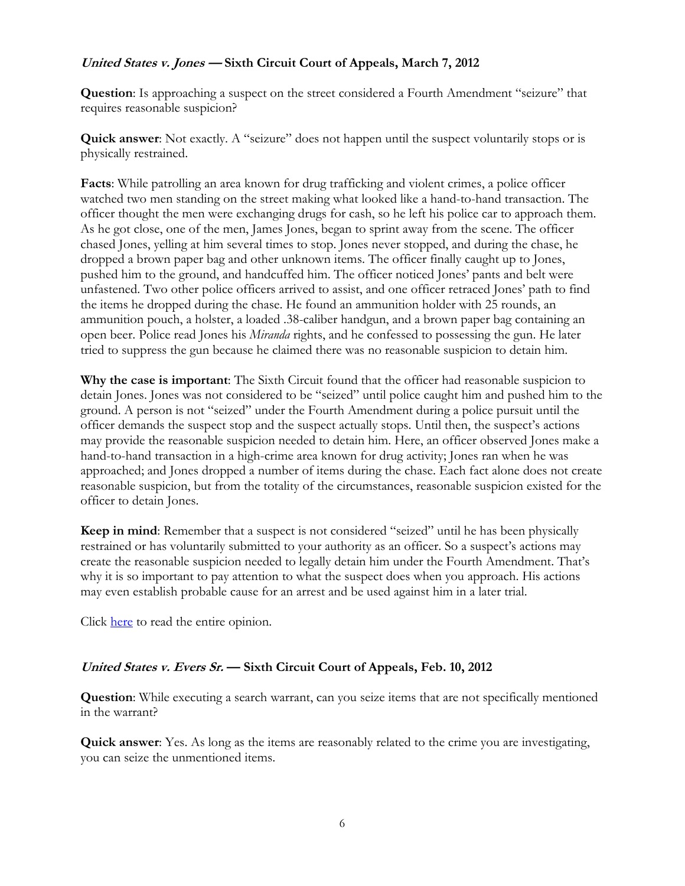### *United States v. Jones* — Sixth Circuit Court of Appeals, March 7, 2012

**Question**: Is approaching a suspect on the street considered a Fourth Amendment "seizure" that requires reasonable suspicion?

**Quick answer**: Not exactly. A "seizure" does not happen until the suspect voluntarily stops or is physically restrained.

**Facts**: While patrolling an area known for drug trafficking and violent crimes, a police officer watched two men standing on the street making what looked like a hand-to-hand transaction. The officer thought the men were exchanging drugs for cash, so he left his police car to approach them. As he got close, one of the men, James Jones, began to sprint away from the scene. The officer chased Jones, yelling at him several times to stop. Jones never stopped, and during the chase, he dropped a brown paper bag and other unknown items. The officer finally caught up to Jones, pushed him to the ground, and handcuffed him. The officer noticed Jones' pants and belt were unfastened. Two other police officers arrived to assist, and one officer retraced Jones' path to find the items he dropped during the chase. He found an ammunition holder with 25 rounds, an ammunition pouch, a holster, a loaded .38-caliber handgun, and a brown paper bag containing an open beer. Police read Jones his *Miranda* rights, and he confessed to possessing the gun. He later tried to suppress the gun because he claimed there was no reasonable suspicion to detain him.

**Why the case is important**: The Sixth Circuit found that the officer had reasonable suspicion to detain Jones. Jones was not considered to be "seized" until police caught him and pushed him to the ground. A person is not "seized" under the Fourth Amendment during a police pursuit until the officer demands the suspect stop and the suspect actually stops. Until then, the suspect's actions may provide the reasonable suspicion needed to detain him. Here, an officer observed Jones make a hand-to-hand transaction in a high-crime area known for drug activity; Jones ran when he was approached; and Jones dropped a number of items during the chase. Each fact alone does not create reasonable suspicion, but from the totality of the circumstances, reasonable suspicion existed for the officer to detain Jones.

**Keep in mind**: Remember that a suspect is not considered "seized" until he has been physically restrained or has voluntarily submitted to your authority as an officer. So a suspect's actions may create the reasonable suspicion needed to legally detain him under the Fourth Amendment. That's why it is so important to pay attention to what the suspect does when you approach. His actions may even establish probable cause for an arrest and be used against him in a later trial.

Click here to read the entire opinion.

### *United States v. Evers Sr.* — Sixth Circuit Court of Appeals, Feb. 10, 2012

**Question**: While executing a search warrant, can you seize items that are not specifically mentioned in the warrant?

**Quick answer**: Yes. As long as the items are reasonably related to the crime you are investigating, you can seize the unmentioned items.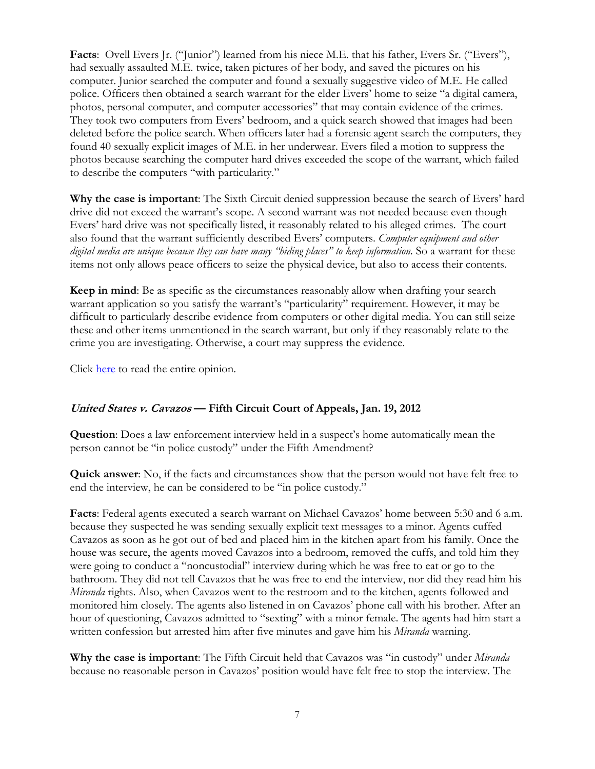**Facts**: Ovell Evers Jr. ("Junior") learned from his niece M.E. that his father, Evers Sr. ("Evers"), had sexually assaulted M.E. twice, taken pictures of her body, and saved the pictures on his computer. Junior searched the computer and found a sexually suggestive video of M.E. He called police. Officers then obtained a search warrant for the elder Evers' home to seize "a digital camera, photos, personal computer, and computer accessories" that may contain evidence of the crimes. They took two computers from Evers' bedroom, and a quick search showed that images had been deleted before the police search. When officers later had a forensic agent search the computers, they found 40 sexually explicit images of M.E. in her underwear. Evers filed a motion to suppress the photos because searching the computer hard drives exceeded the scope of the warrant, which failed to describe the computers "with particularity."

**Why the case is important**: The Sixth Circuit denied suppression because the search of Evers' hard drive did not exceed the warrant's scope. A second warrant was not needed because even though Evers' hard drive was not specifically listed, it reasonably related to his alleged crimes. The court also found that the warrant sufficiently described Evers' computers. *Computer equipment and other digital media are unique because they can have many "hiding places" to keep information.* So a warrant for these items not only allows peace officers to seize the physical device, but also to access their contents.

**Keep in mind**: Be as specific as the circumstances reasonably allow when drafting your search warrant application so you satisfy the warrant's "particularity" requirement. However, it may be difficult to particularly describe evidence from computers or other digital media. You can still seize these and other items unmentioned in the search warrant, but only if they reasonably relate to the crime you are investigating. Otherwise, a court may suppress the evidence.

Click here to read the entire opinion.

### *United States v. Cavazos* — Fifth Circuit Court of Appeals, Jan. 19, 2012

**Question**: Does a law enforcement interview held in a suspect's home automatically mean the person cannot be "in police custody" under the Fifth Amendment?

**Quick answer**: No, if the facts and circumstances show that the person would not have felt free to end the interview, he can be considered to be "in police custody."

**Facts**: Federal agents executed a search warrant on Michael Cavazos' home between 5:30 and 6 a.m. because they suspected he was sending sexually explicit text messages to a minor. Agents cuffed Cavazos as soon as he got out of bed and placed him in the kitchen apart from his family. Once the house was secure, the agents moved Cavazos into a bedroom, removed the cuffs, and told him they were going to conduct a "noncustodial" interview during which he was free to eat or go to the bathroom. They did not tell Cavazos that he was free to end the interview, nor did they read him his *Miranda* rights. Also, when Cavazos went to the restroom and to the kitchen, agents followed and monitored him closely. The agents also listened in on Cavazos' phone call with his brother. After an hour of questioning, Cavazos admitted to "sexting" with a minor female. The agents had him start a written confession but arrested him after five minutes and gave him his *Miranda* warning.

**Why the case is important**: The Fifth Circuit held that Cavazos was "in custody" under *Miranda* because no reasonable person in Cavazos' position would have felt free to stop the interview. The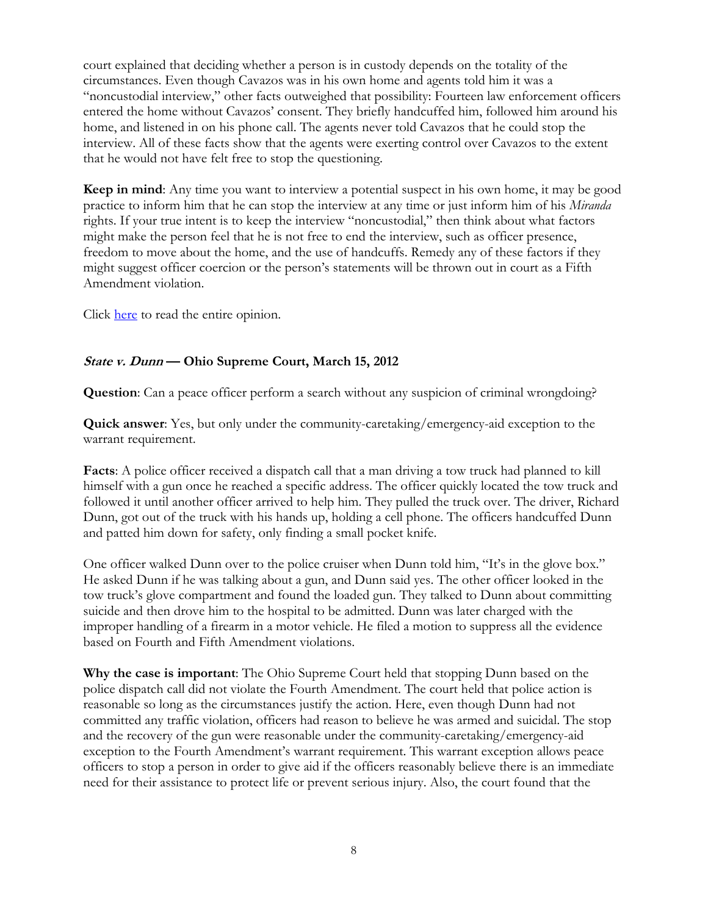court explained that deciding whether a person is in custody depends on the totality of the circumstances. Even though Cavazos was in his own home and agents told him it was a "noncustodial interview," other facts outweighed that possibility: Fourteen law enforcement officers entered the home without Cavazos' consent. They briefly handcuffed him, followed him around his home, and listened in on his phone call. The agents never told Cavazos that he could stop the interview. All of these facts show that the agents were exerting control over Cavazos to the extent that he would not have felt free to stop the questioning.

**Keep in mind**: Any time you want to interview a potential suspect in his own home, it may be good practice to inform him that he can stop the interview at any time or just inform him of his *Miranda* rights. If your true intent is to keep the interview "noncustodial," then think about what factors might make the person feel that he is not free to end the interview, such as officer presence, freedom to move about the home, and the use of handcuffs. Remedy any of these factors if they might suggest officer coercion or the person's statements will be thrown out in court as a Fifth Amendment violation.

Click here to read the entire opinion.

### *State v. Dunn* — Ohio Supreme Court, March 15, 2012

**Question**: Can a peace officer perform a search without any suspicion of criminal wrongdoing?

**Quick answer**: Yes, but only under the community-caretaking/emergency-aid exception to the warrant requirement.

**Facts**: A police officer received a dispatch call that a man driving a tow truck had planned to kill himself with a gun once he reached a specific address. The officer quickly located the tow truck and followed it until another officer arrived to help him. They pulled the truck over. The driver, Richard Dunn, got out of the truck with his hands up, holding a cell phone. The officers handcuffed Dunn and patted him down for safety, only finding a small pocket knife.

One officer walked Dunn over to the police cruiser when Dunn told him, "It's in the glove box." He asked Dunn if he was talking about a gun, and Dunn said yes. The other officer looked in the tow truck's glove compartment and found the loaded gun. They talked to Dunn about committing suicide and then drove him to the hospital to be admitted. Dunn was later charged with the improper handling of a firearm in a motor vehicle. He filed a motion to suppress all the evidence based on Fourth and Fifth Amendment violations.

**Why the case is important**: The Ohio Supreme Court held that stopping Dunn based on the police dispatch call did not violate the Fourth Amendment. The court held that police action is reasonable so long as the circumstances justify the action. Here, even though Dunn had not committed any traffic violation, officers had reason to believe he was armed and suicidal. The stop and the recovery of the gun were reasonable under the community-caretaking/emergency-aid exception to the Fourth Amendment's warrant requirement. This warrant exception allows peace officers to stop a person in order to give aid if the officers reasonably believe there is an immediate need for their assistance to protect life or prevent serious injury. Also, the court found that the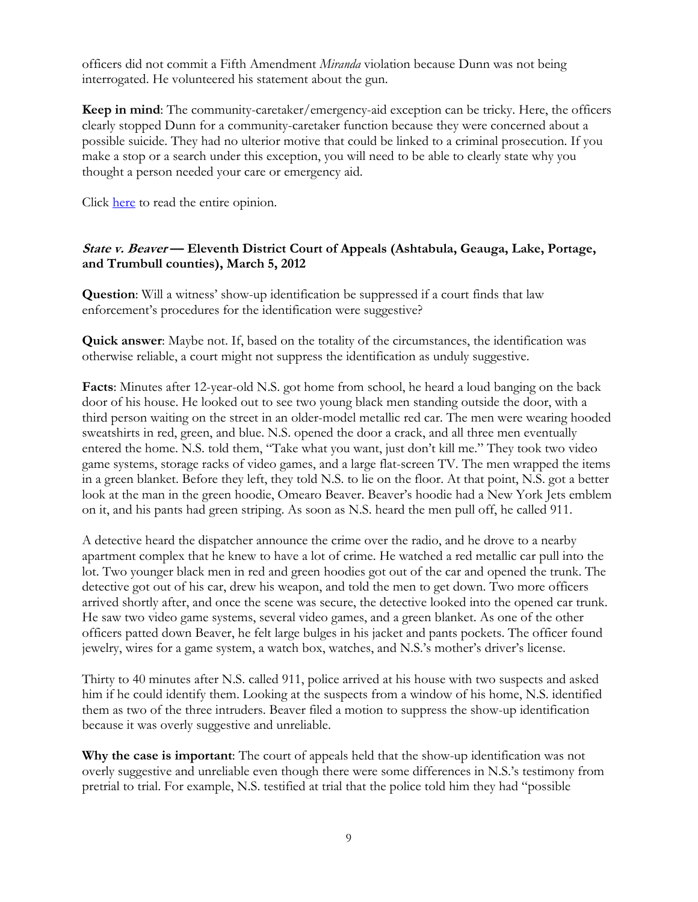officers did not commit a Fifth Amendment *Miranda* violation because Dunn was not being interrogated. He volunteered his statement about the gun.

**Keep in mind**: The community-caretaker/emergency-aid exception can be tricky. Here, the officers clearly stopped Dunn for a community-caretaker function because they were concerned about a possible suicide. They had no ulterior motive that could be linked to a criminal prosecution. If you make a stop or a search under this exception, you will need to be able to clearly state why you thought a person needed your care or emergency aid.

Click here to read the entire opinion.

### *State v. Beaver* — Eleventh District Court of Appeals (Ashtabula, Geauga, Lake, Portage, and Trumbull counties), March 5, 2012

**Question**: Will a witness' show-up identification be suppressed if a court finds that law enforcement's procedures for the identification were suggestive?

**Quick answer**: Maybe not. If, based on the totality of the circumstances, the identification was otherwise reliable, a court might not suppress the identification as unduly suggestive.

**Facts**: Minutes after 12-year-old N.S. got home from school, he heard a loud banging on the back door of his house. He looked out to see two young black men standing outside the door, with a third person waiting on the street in an older-model metallic red car. The men were wearing hooded sweatshirts in red, green, and blue. N.S. opened the door a crack, and all three men eventually entered the home. N.S. told them, "Take what you want, just don't kill me." They took two video game systems, storage racks of video games, and a large flat-screen TV. The men wrapped the items in a green blanket. Before they left, they told N.S. to lie on the floor. At that point, N.S. got a better look at the man in the green hoodie, Omearo Beaver. Beaver's hoodie had a New York Jets emblem on it, and his pants had green striping. As soon as N.S. heard the men pull off, he called 911.

A detective heard the dispatcher announce the crime over the radio, and he drove to a nearby apartment complex that he knew to have a lot of crime. He watched a red metallic car pull into the lot. Two younger black men in red and green hoodies got out of the car and opened the trunk. The detective got out of his car, drew his weapon, and told the men to get down. Two more officers arrived shortly after, and once the scene was secure, the detective looked into the opened car trunk. He saw two video game systems, several video games, and a green blanket. As one of the other officers patted down Beaver, he felt large bulges in his jacket and pants pockets. The officer found jewelry, wires for a game system, a watch box, watches, and N.S.'s mother's driver's license.

Thirty to 40 minutes after N.S. called 911, police arrived at his house with two suspects and asked him if he could identify them. Looking at the suspects from a window of his home, N.S. identified them as two of the three intruders. Beaver filed a motion to suppress the show-up identification because it was overly suggestive and unreliable.

**Why the case is important**: The court of appeals held that the show-up identification was not overly suggestive and unreliable even though there were some differences in N.S.'s testimony from pretrial to trial. For example, N.S. testified at trial that the police told him they had "possible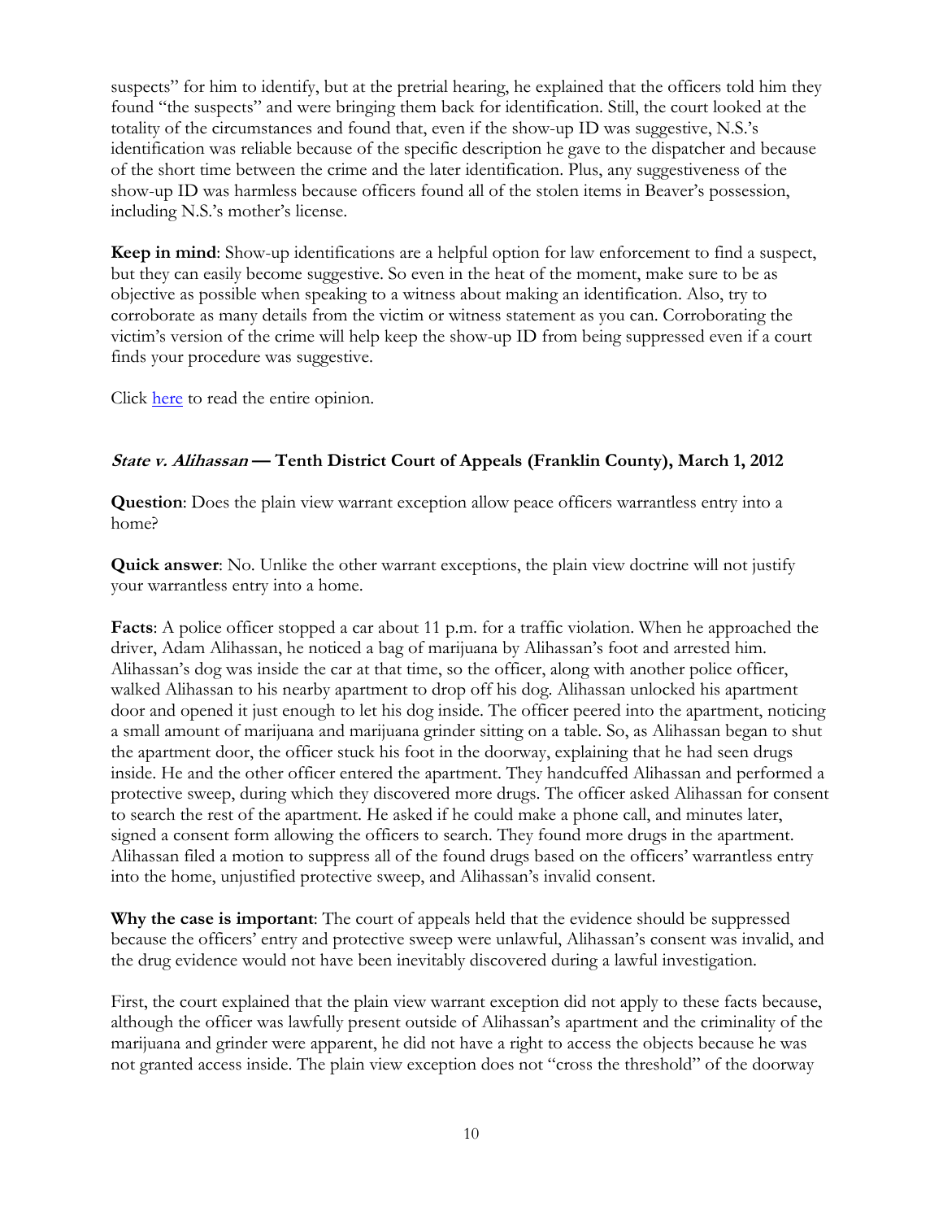suspects" for him to identify, but at the pretrial hearing, he explained that the officers told him they found "the suspects" and were bringing them back for identification. Still, the court looked at the totality of the circumstances and found that, even if the show-up ID was suggestive, N.S.'s identification was reliable because of the specific description he gave to the dispatcher and because of the short time between the crime and the later identification. Plus, any suggestiveness of the show-up ID was harmless because officers found all of the stolen items in Beaver's possession, including N.S.'s mother's license.

**Keep in mind**: Show-up identifications are a helpful option for law enforcement to find a suspect, but they can easily become suggestive. So even in the heat of the moment, make sure to be as objective as possible when speaking to a witness about making an identification. Also, try to corroborate as many details from the victim or witness statement as you can. Corroborating the victim's version of the crime will help keep the show-up ID from being suppressed even if a court finds your procedure was suggestive.

Click [here](here) to read the entire opinion.

### *State v. Alihassan* — Tenth District Court of Appeals (Franklin County), March 1, 2012

**Question**: Does the plain view warrant exception allow peace officers warrantless entry into a home?

**Quick answer**: No. Unlike the other warrant exceptions, the plain view doctrine will not justify your warrantless entry into a home.

**Facts**: A police officer stopped a car about 11 p.m. for a traffic violation. When he approached the driver, Adam Alihassan, he noticed a bag of marijuana by Alihassan's foot and arrested him. Alihassan's dog was inside the car at that time, so the officer, along with another police officer, walked Alihassan to his nearby apartment to drop off his dog. Alihassan unlocked his apartment door and opened it just enough to let his dog inside. The officer peered into the apartment, noticing a small amount of marijuana and marijuana grinder sitting on a table. So, as Alihassan began to shut the apartment door, the officer stuck his foot in the doorway, explaining that he had seen drugs inside. He and the other officer entered the apartment. They handcuffed Alihassan and performed a protective sweep, during which they discovered more drugs. The officer asked Alihassan for consent to search the rest of the apartment. He asked if he could make a phone call, and minutes later, signed a consent form allowing the officers to search. They found more drugs in the apartment. Alihassan filed a motion to suppress all of the found drugs based on the officers' warrantless entry into the home, unjustified protective sweep, and Alihassan's invalid consent.

**Why the case is important**: The court of appeals held that the evidence should be suppressed because the officers' entry and protective sweep were unlawful, Alihassan's consent was invalid, and the drug evidence would not have been inevitably discovered during a lawful investigation.

First, the court explained that the plain view warrant exception did not apply to these facts because, although the officer was lawfully present outside of Alihassan's apartment and the criminality of the marijuana and grinder were apparent, he did not have a right to access the objects because he was not granted access inside. The plain view exception does not "cross the threshold" of the doorway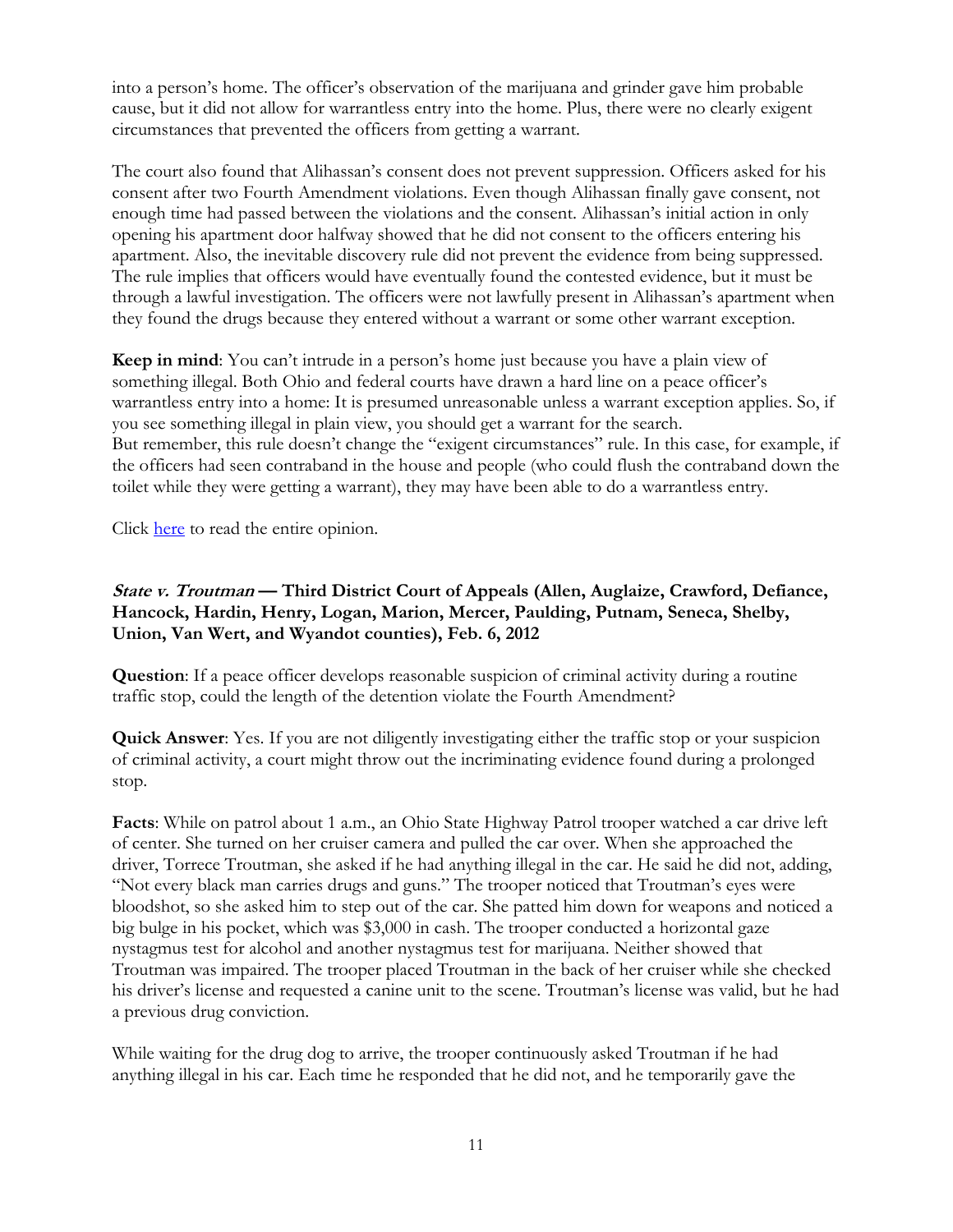into a person's home. The officer's observation of the marijuana and grinder gave him probable cause, but it did not allow for warrantless entry into the home. Plus, there were no clearly exigent circumstances that prevented the officers from getting a warrant.

The court also found that Alihassan's consent does not prevent suppression. Officers asked for his consent after two Fourth Amendment violations. Even though Alihassan finally gave consent, not enough time had passed between the violations and the consent. Alihassan's initial action in only opening his apartment door halfway showed that he did not consent to the officers entering his apartment. Also, the inevitable discovery rule did not prevent the evidence from being suppressed. The rule implies that officers would have eventually found the contested evidence, but it must be through a lawful investigation. The officers were not lawfully present in Alihassan's apartment when they found the drugs because they entered without a warrant or some other warrant exception.

**Keep in mind**: You can't intrude in a person's home just because you have a plain view of something illegal. Both Ohio and federal courts have drawn a hard line on a peace officer's warrantless entry into a home: It is presumed unreasonable unless a warrant exception applies. So, if you see something illegal in plain view, you should get a warrant for the search.
But remember, this rule doesn't change the "exigent circumstances" rule. In this case, for example, if the officers had seen contraband in the house and people (who could flush the contraband down the toilet while they were getting a warrant), they may have been able to do a warrantless entry.

Click [here]() to read the entire opinion.

### *State v. Troutman* — Third District Court of Appeals (Allen, Auglaize, Crawford, Defiance, Hancock, Hardin, Henry, Logan, Marion, Mercer, Paulding, Putnam, Seneca, Shelby, Union, Van Wert, and Wyandot counties), Feb. 6, 2012

**Question**: If a peace officer develops reasonable suspicion of criminal activity during a routine traffic stop, could the length of the detention violate the Fourth Amendment?

**Quick Answer**: Yes. If you are not diligently investigating either the traffic stop or your suspicion of criminal activity, a court might throw out the incriminating evidence found during a prolonged stop.

**Facts**: While on patrol about 1 a.m., an Ohio State Highway Patrol trooper watched a car drive left of center. She turned on her cruiser camera and pulled the car over. When she approached the driver, Torrece Troutman, she asked if he had anything illegal in the car. He said he did not, adding, "Not every black man carries drugs and guns." The trooper noticed that Troutman's eyes were bloodshot, so she asked him to step out of the car. She patted him down for weapons and noticed a big bulge in his pocket, which was $3,000 in cash. The trooper conducted a horizontal gaze nystagmus test for alcohol and another nystagmus test for marijuana. Neither showed that Troutman was impaired. The trooper placed Troutman in the back of her cruiser while she checked his driver's license and requested a canine unit to the scene. Troutman's license was valid, but he had a previous drug conviction.

While waiting for the drug dog to arrive, the trooper continuously asked Troutman if he had anything illegal in his car. Each time he responded that he did not, and he temporarily gave the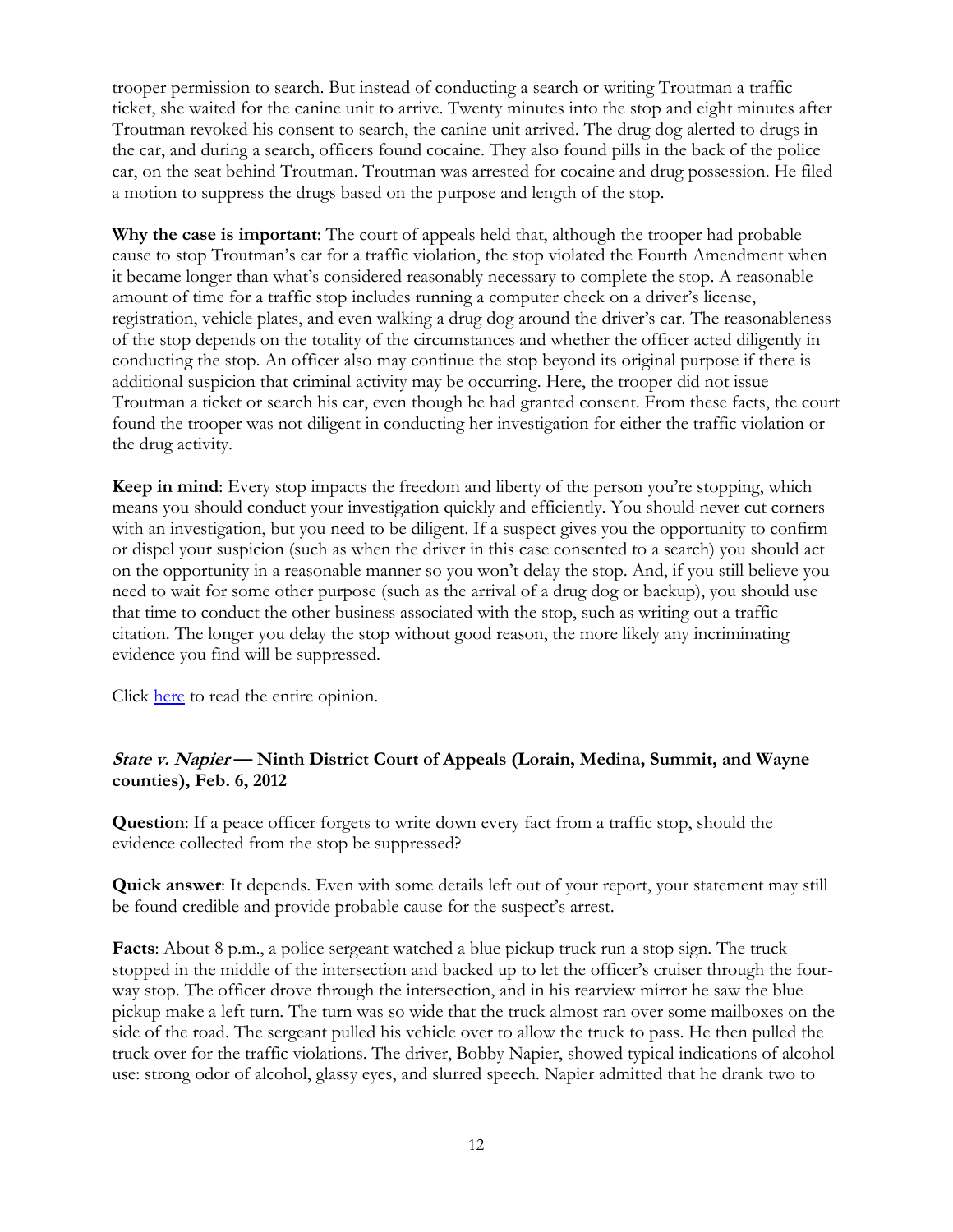trooper permission to search. But instead of conducting a search or writing Troutman a traffic ticket, she waited for the canine unit to arrive. Twenty minutes into the stop and eight minutes after Troutman revoked his consent to search, the canine unit arrived. The drug dog alerted to drugs in the car, and during a search, officers found cocaine. They also found pills in the back of the police car, on the seat behind Troutman. Troutman was arrested for cocaine and drug possession. He filed a motion to suppress the drugs based on the purpose and length of the stop.

**Why the case is important**: The court of appeals held that, although the trooper had probable cause to stop Troutman's car for a traffic violation, the stop violated the Fourth Amendment when it became longer than what's considered reasonably necessary to complete the stop. A reasonable amount of time for a traffic stop includes running a computer check on a driver's license, registration, vehicle plates, and even walking a drug dog around the driver's car. The reasonableness of the stop depends on the totality of the circumstances and whether the officer acted diligently in conducting the stop. An officer also may continue the stop beyond its original purpose if there is additional suspicion that criminal activity may be occurring. Here, the trooper did not issue Troutman a ticket or search his car, even though he had granted consent. From these facts, the court found the trooper was not diligent in conducting her investigation for either the traffic violation or the drug activity.

**Keep in mind**: Every stop impacts the freedom and liberty of the person you're stopping, which means you should conduct your investigation quickly and efficiently. You should never cut corners with an investigation, but you need to be diligent. If a suspect gives you the opportunity to confirm or dispel your suspicion (such as when the driver in this case consented to a search) you should act on the opportunity in a reasonable manner so you won't delay the stop. And, if you still believe you need to wait for some other purpose (such as the arrival of a drug dog or backup), you should use that time to conduct the other business associated with the stop, such as writing out a traffic citation. The longer you delay the stop without good reason, the more likely any incriminating evidence you find will be suppressed.

Click here to read the entire opinion.

### *State v. Napier* — Ninth District Court of Appeals (Lorain, Medina, Summit, and Wayne counties), Feb. 6, 2012

**Question**: If a peace officer forgets to write down every fact from a traffic stop, should the evidence collected from the stop be suppressed?

**Quick answer**: It depends. Even with some details left out of your report, your statement may still be found credible and provide probable cause for the suspect's arrest.

**Facts**: About 8 p.m., a police sergeant watched a blue pickup truck run a stop sign. The truck stopped in the middle of the intersection and backed up to let the officer's cruiser through the four-way stop. The officer drove through the intersection, and in his rearview mirror he saw the blue pickup make a left turn. The turn was so wide that the truck almost ran over some mailboxes on the side of the road. The sergeant pulled his vehicle over to allow the truck to pass. He then pulled the truck over for the traffic violations. The driver, Bobby Napier, showed typical indications of alcohol use: strong odor of alcohol, glassy eyes, and slurred speech. Napier admitted that he drank two to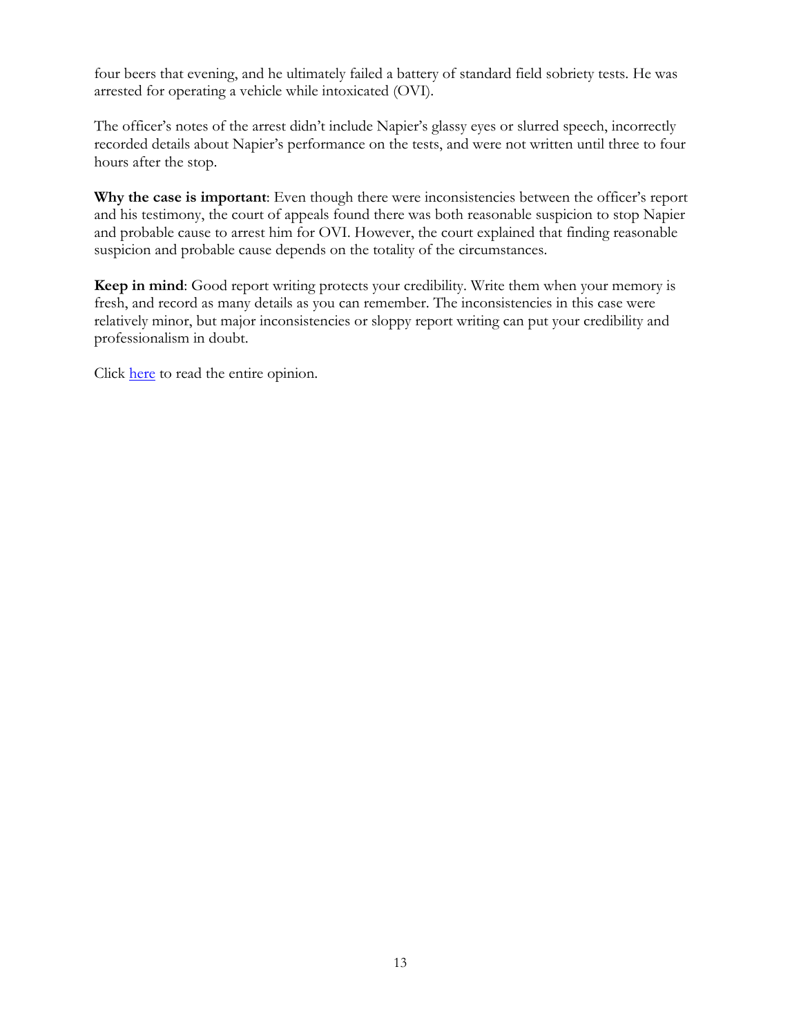four beers that evening, and he ultimately failed a battery of standard field sobriety tests. He was arrested for operating a vehicle while intoxicated (OVI).

The officer's notes of the arrest didn't include Napier's glassy eyes or slurred speech, incorrectly recorded details about Napier's performance on the tests, and were not written until three to four hours after the stop.

**Why the case is important**: Even though there were inconsistencies between the officer's report and his testimony, the court of appeals found there was both reasonable suspicion to stop Napier and probable cause to arrest him for OVI. However, the court explained that finding reasonable suspicion and probable cause depends on the totality of the circumstances.

**Keep in mind**: Good report writing protects your credibility. Write them when your memory is fresh, and record as many details as you can remember. The inconsistencies in this case were relatively minor, but major inconsistencies or sloppy report writing can put your credibility and professionalism in doubt.

Click here to read the entire opinion.